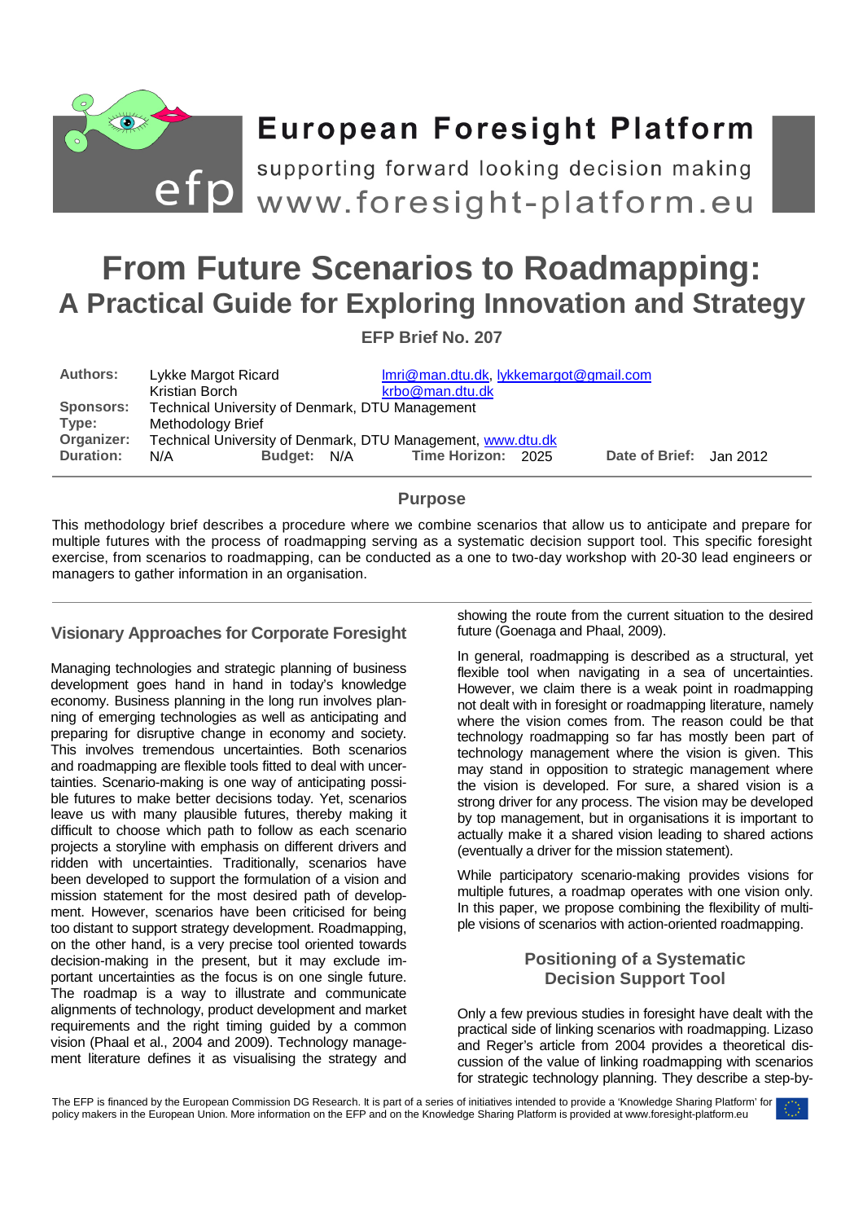# European Foresight Platform

supporting forward looking decision making

www.foresight-platform.eu

# From Future Scenarios to Roadmapping: A Practical Guide for Exploring Innovation and Strategy

**EFP Brief No. 207**

| | | | |
|---|---|---|---|
| **Authors:** | Lykke Margot Ricard<br>Kristian Borch | lmri@man.dtu.dk, lykkemargot@gmail.com<br>krbo@man.dtu.dk | |
| **Sponsors:** | Technical University of Denmark, DTU Management | | |
| **Type:** | Methodology Brief | | |
| **Organizer:** | Technical University of Denmark, DTU Management, www.dtu.dk | | |
| **Duration:** | N/A | **Budget:** N/A | **Time Horizon:** 2025 — **Date of Brief:** Jan 2012 |

## Purpose

This methodology brief describes a procedure where we combine scenarios that allow us to anticipate and prepare for multiple futures with the process of roadmapping serving as a systematic decision support tool. This specific foresight exercise, from scenarios to roadmapping, can be conducted as a one to two-day workshop with 20-30 lead engineers or managers to gather information in an organisation.

## Visionary Approaches for Corporate Foresight

Managing technologies and strategic planning of business development goes hand in hand in today's knowledge economy. Business planning in the long run involves planning of emerging technologies as well as anticipating and preparing for disruptive change in economy and society. This involves tremendous uncertainties. Both scenarios and roadmapping are flexible tools fitted to deal with uncertainties. Scenario-making is one way of anticipating possible futures to make better decisions today. Yet, scenarios leave us with many plausible futures, thereby making it difficult to choose which path to follow as each scenario projects a storyline with emphasis on different drivers and ridden with uncertainties. Traditionally, scenarios have been developed to support the formulation of a vision and mission statement for the most desired path of development. However, scenarios have been criticised for being too distant to support strategy development. Roadmapping, on the other hand, is a very precise tool oriented towards decision-making in the present, but it may exclude important uncertainties as the focus is on one single future. The roadmap is a way to illustrate and communicate alignments of technology, product development and market requirements and the right timing guided by a common vision (Phaal et al., 2004 and 2009). Technology management literature defines it as visualising the strategy and showing the route from the current situation to the desired future (Goenaga and Phaal, 2009).

In general, roadmapping is described as a structural, yet flexible tool when navigating in a sea of uncertainties. However, we claim there is a weak point in roadmapping not dealt with in foresight or roadmapping literature, namely where the vision comes from. The reason could be that technology roadmapping so far has mostly been part of technology management where the vision is given. This may stand in opposition to strategic management where the vision is developed. For sure, a shared vision is a strong driver for any process. The vision may be developed by top management, but in organisations it is important to actually make it a shared vision leading to shared actions (eventually a driver for the mission statement).

While participatory scenario-making provides visions for multiple futures, a roadmap operates with one vision only. In this paper, we propose combining the flexibility of multiple visions of scenarios with action-oriented roadmapping.

## Positioning of a Systematic Decision Support Tool

Only a few previous studies in foresight have dealt with the practical side of linking scenarios with roadmapping. Lizaso and Reger's article from 2004 provides a theoretical discussion of the value of linking roadmapping with scenarios for strategic technology planning. They describe a step-by-

The EFP is financed by the European Commission DG Research. It is part of a series of initiatives intended to provide a 'Knowledge Sharing Platform' for policy makers in the European Union. More information on the EFP and on the Knowledge Sharing Platform is provided at www.foresight-platform.eu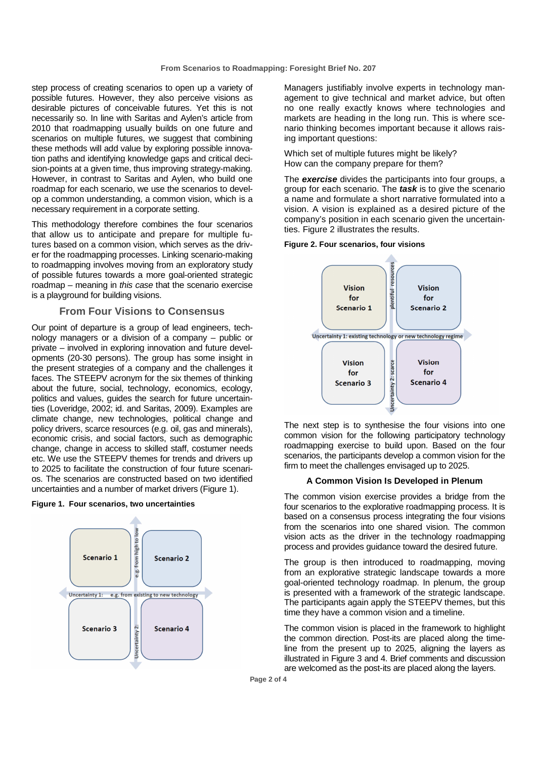step process of creating scenarios to open up a variety of possible futures. However, they also perceive visions as desirable pictures of conceivable futures. Yet this is not necessarily so. In line with Saritas and Aylen's article from 2010 that roadmapping usually builds on one future and scenarios on multiple futures, we suggest that combining these methods will add value by exploring possible innovation paths and identifying knowledge gaps and critical decision-points at a given time, thus improving strategy-making. However, in contrast to Saritas and Aylen, who build one roadmap for each scenario, we use the scenarios to develop a common understanding, a common vision, which is a necessary requirement in a corporate setting.

This methodology therefore combines the four scenarios that allow us to anticipate and prepare for multiple futures based on a common vision, which serves as the driver for the roadmapping processes. Linking scenario-making to roadmapping involves moving from an exploratory study of possible futures towards a more goal-oriented strategic roadmap – meaning in *this case* that the scenario exercise is a playground for building visions.

## From Four Visions to Consensus

Our point of departure is a group of lead engineers, technology managers or a division of a company – public or private – involved in exploring innovation and future developments (20-30 persons). The group has some insight in the present strategies of a company and the challenges it faces. The STEEPV acronym for the six themes of thinking about the future, social, technology, economics, ecology, politics and values, guides the search for future uncertainties (Loveridge, 2002; id. and Saritas, 2009). Examples are climate change, new technologies, political change and policy drivers, scarce resources (e.g. oil, gas and minerals), economic crisis, and social factors, such as demographic change, change in access to skilled staff, costumer needs etc. We use the STEEPV themes for trends and drivers up to 2025 to facilitate the construction of four future scenarios. The scenarios are constructed based on two identified uncertainties and a number of market drivers (Figure 1).

**Figure 1. Four scenarios, two uncertainties**

| | Uncertainty 2: e.g. from high to low | |
|---|---|---|
| Scenario 1 | | Scenario 2 |
| Uncertainty 1: e.g. from existing to new technology | | |
| Scenario 3 | | Scenario 4 |

Managers justifiably involve experts in technology management to give technical and market advice, but often no one really exactly knows where technologies and markets are heading in the long run. This is where scenario thinking becomes important because it allows raising important questions:

Which set of multiple futures might be likely?
How can the company prepare for them?

The ***exercise*** divides the participants into four groups, a group for each scenario. The ***task*** is to give the scenario a name and formulate a short narrative formulated into a vision. A vision is explained as a desired picture of the company's position in each scenario given the uncertainties. Figure 2 illustrates the results.

**Figure 2. Four scenarios, four visions**

| | Uncertainty 2: plentiful resources – scarce | |
|---|---|---|
| Vision for Scenario 1 | | Vision for Scenario 2 |
| Uncertainty 1: existing technology or new technology regime | | |
| Vision for Scenario 3 | | Vision for Scenario 4 |

The next step is to synthesise the four visions into one common vision for the following participatory technology roadmapping exercise to build upon. Based on the four scenarios, the participants develop a common vision for the firm to meet the challenges envisaged up to 2025.

### A Common Vision Is Developed in Plenum

The common vision exercise provides a bridge from the four scenarios to the explorative roadmapping process. It is based on a consensus process integrating the four visions from the scenarios into one shared vision. The common vision acts as the driver in the technology roadmapping process and provides guidance toward the desired future.

The group is then introduced to roadmapping, moving from an explorative strategic landscape towards a more goal-oriented technology roadmap. In plenum, the group is presented with a framework of the strategic landscape. The participants again apply the STEEPV themes, but this time they have a common vision and a timeline.

The common vision is placed in the framework to highlight the common direction. Post-its are placed along the timeline from the present up to 2025, aligning the layers as illustrated in Figure 3 and 4. Brief comments and discussion are welcomed as the post-its are placed along the layers.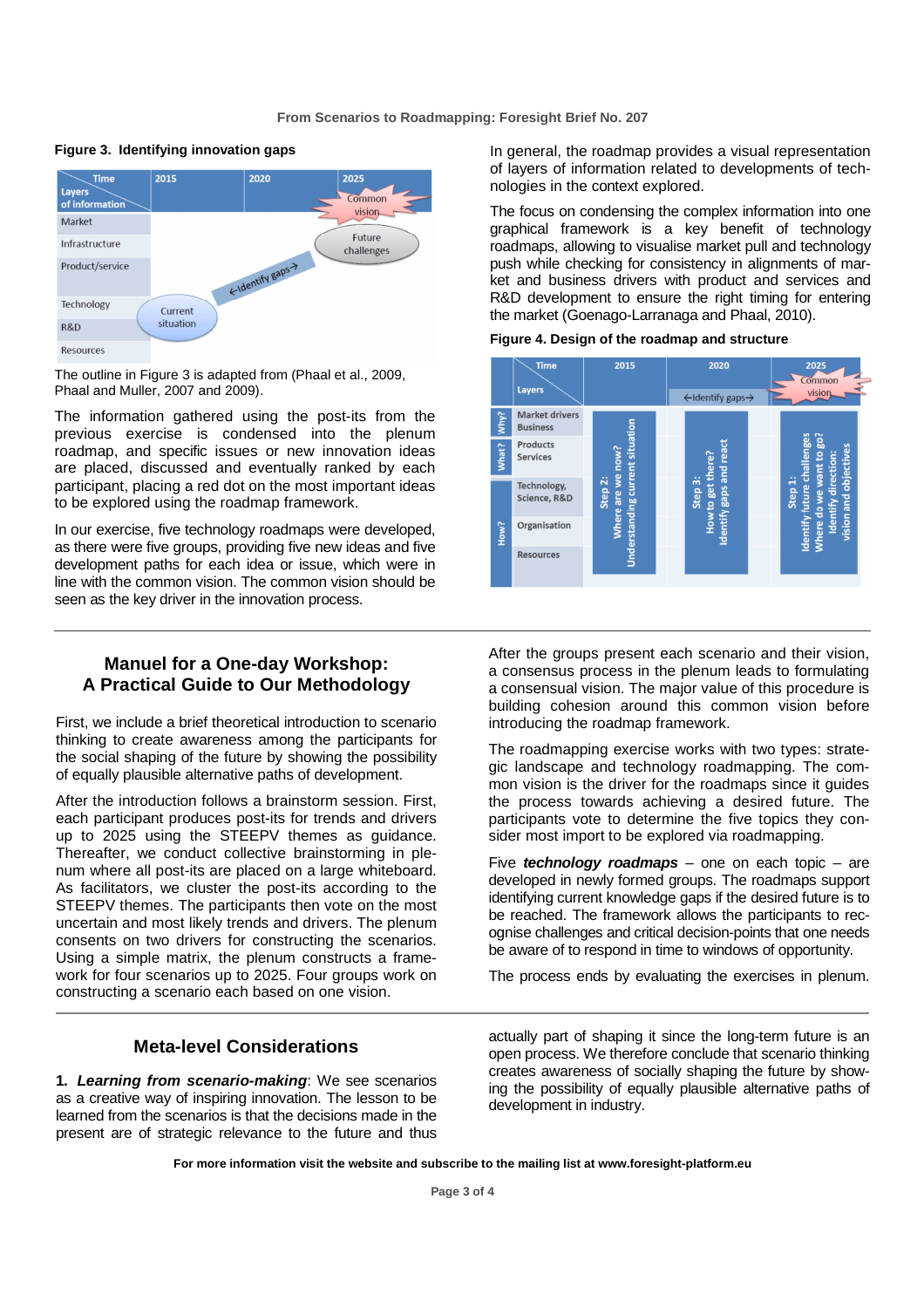**Figure 3. Identifying innovation gaps**

The outline in Figure 3 is adapted from (Phaal et al., 2009, Phaal and Muller, 2007 and 2009).

The information gathered using the post-its from the previous exercise is condensed into the plenum roadmap, and specific issues or new innovation ideas are placed, discussed and eventually ranked by each participant, placing a red dot on the most important ideas to be explored using the roadmap framework.

In our exercise, five technology roadmaps were developed, as there were five groups, providing five new ideas and five development paths for each idea or issue, which were in line with the common vision. The common vision should be seen as the key driver in the innovation process.

In general, the roadmap provides a visual representation of layers of information related to developments of technologies in the context explored.

The focus on condensing the complex information into one graphical framework is a key benefit of technology roadmaps, allowing to visualise market pull and technology push while checking for consistency in alignments of market and business drivers with product and services and R&D development to ensure the right timing for entering the market (Goenago-Larranaga and Phaal, 2010).

**Figure 4. Design of the roadmap and structure**

## Manuel for a One-day Workshop: A Practical Guide to Our Methodology

First, we include a brief theoretical introduction to scenario thinking to create awareness among the participants for the social shaping of the future by showing the possibility of equally plausible alternative paths of development.

After the introduction follows a brainstorm session. First, each participant produces post-its for trends and drivers up to 2025 using the STEEPV themes as guidance. Thereafter, we conduct collective brainstorming in plenum where all post-its are placed on a large whiteboard. As facilitators, we cluster the post-its according to the STEEPV themes. The participants then vote on the most uncertain and most likely trends and drivers. The plenum consents on two drivers for constructing the scenarios. Using a simple matrix, the plenum constructs a framework for four scenarios up to 2025. Four groups work on constructing a scenario each based on one vision.

After the groups present each scenario and their vision, a consensus process in the plenum leads to formulating a consensual vision. The major value of this procedure is building cohesion around this common vision before introducing the roadmap framework.

The roadmapping exercise works with two types: strategic landscape and technology roadmapping. The common vision is the driver for the roadmaps since it guides the process towards achieving a desired future. The participants vote to determine the five topics they consider most import to be explored via roadmapping.

Five ***technology roadmaps*** – one on each topic – are developed in newly formed groups. The roadmaps support identifying current knowledge gaps if the desired future is to be reached. The framework allows the participants to recognise challenges and critical decision-points that one needs be aware of to respond in time to windows of opportunity.

The process ends by evaluating the exercises in plenum.

## Meta-level Considerations

1. ***Learning from scenario-making***: We see scenarios as a creative way of inspiring innovation. The lesson to be learned from the scenarios is that the decisions made in the present are of strategic relevance to the future and thus actually part of shaping it since the long-term future is an open process. We therefore conclude that scenario thinking creates awareness of socially shaping the future by showing the possibility of equally plausible alternative paths of development in industry.

**For more information visit the website and subscribe to the mailing list at www.foresight-platform.eu**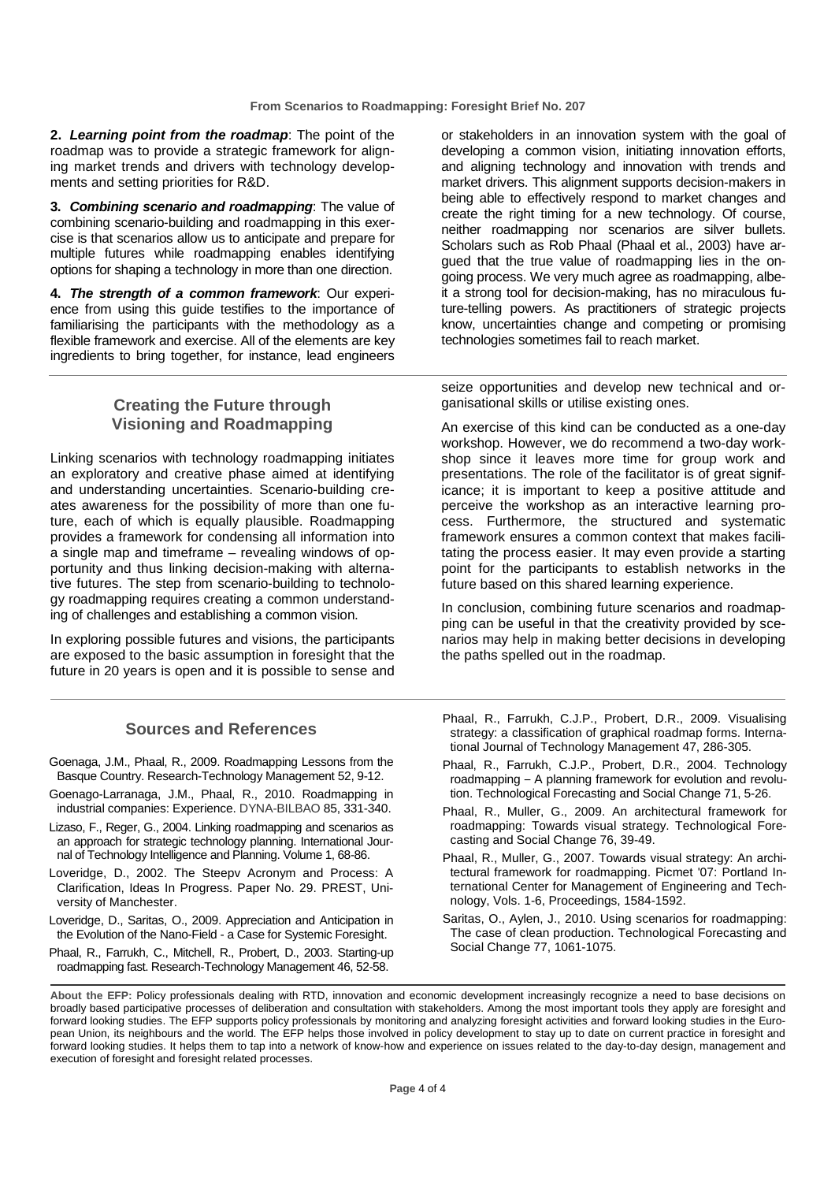**2. *Learning point from the roadmap***: The point of the roadmap was to provide a strategic framework for aligning market trends and drivers with technology developments and setting priorities for R&D.

**3. *Combining scenario and roadmapping***: The value of combining scenario-building and roadmapping in this exercise is that scenarios allow us to anticipate and prepare for multiple futures while roadmapping enables identifying options for shaping a technology in more than one direction.

**4. *The strength of a common framework***: Our experience from using this guide testifies to the importance of familiarising the participants with the methodology as a flexible framework and exercise. All of the elements are key ingredients to bring together, for instance, lead engineers or stakeholders in an innovation system with the goal of developing a common vision, initiating innovation efforts, and aligning technology and innovation with trends and market drivers. This alignment supports decision-makers in being able to effectively respond to market changes and create the right timing for a new technology. Of course, neither roadmapping nor scenarios are silver bullets. Scholars such as Rob Phaal (Phaal et al., 2003) have argued that the true value of roadmapping lies in the ongoing process. We very much agree as roadmapping, albeit a strong tool for decision-making, has no miraculous future-telling powers. As practitioners of strategic projects know, uncertainties change and competing or promising technologies sometimes fail to reach market.

## Creating the Future through Visioning and Roadmapping

Linking scenarios with technology roadmapping initiates an exploratory and creative phase aimed at identifying and understanding uncertainties. Scenario-building creates awareness for the possibility of more than one future, each of which is equally plausible. Roadmapping provides a framework for condensing all information into a single map and timeframe – revealing windows of opportunity and thus linking decision-making with alternative futures. The step from scenario-building to technology roadmapping requires creating a common understanding of challenges and establishing a common vision.

In exploring possible futures and visions, the participants are exposed to the basic assumption in foresight that the future in 20 years is open and it is possible to sense and seize opportunities and develop new technical and organisational skills or utilise existing ones.

An exercise of this kind can be conducted as a one-day workshop. However, we do recommend a two-day workshop since it leaves more time for group work and presentations. The role of the facilitator is of great significance; it is important to keep a positive attitude and perceive the workshop as an interactive learning process. Furthermore, the structured and systematic framework ensures a common context that makes facilitating the process easier. It may even provide a starting point for the participants to establish networks in the future based on this shared learning experience.

In conclusion, combining future scenarios and roadmapping can be useful in that the creativity provided by scenarios may help in making better decisions in developing the paths spelled out in the roadmap.

## Sources and References

Goenaga, J.M., Phaal, R., 2009. Roadmapping Lessons from the Basque Country. Research-Technology Management 52, 9-12.

Goenago-Larranaga, J.M., Phaal, R., 2010. Roadmapping in industrial companies: Experience. DYNA-BILBAO 85, 331-340.

Lizaso, F., Reger, G., 2004. Linking roadmapping and scenarios as an approach for strategic technology planning. International Journal of Technology Intelligence and Planning. Volume 1, 68-86.

Loveridge, D., 2002. The Steepv Acronym and Process: A Clarification, Ideas In Progress. Paper No. 29. PREST, University of Manchester.

Loveridge, D., Saritas, O., 2009. Appreciation and Anticipation in the Evolution of the Nano-Field - a Case for Systemic Foresight.

Phaal, R., Farrukh, C., Mitchell, R., Probert, D., 2003. Starting-up roadmapping fast. Research-Technology Management 46, 52-58.

Phaal, R., Farrukh, C.J.P., Probert, D.R., 2009. Visualising strategy: a classification of graphical roadmap forms. International Journal of Technology Management 47, 286-305.

Phaal, R., Farrukh, C.J.P., Probert, D.R., 2004. Technology roadmapping – A planning framework for evolution and revolution. Technological Forecasting and Social Change 71, 5-26.

Phaal, R., Muller, G., 2009. An architectural framework for roadmapping: Towards visual strategy. Technological Forecasting and Social Change 76, 39-49.

Phaal, R., Muller, G., 2007. Towards visual strategy: An architectural framework for roadmapping. Picmet '07: Portland International Center for Management of Engineering and Technology, Vols. 1-6, Proceedings, 1584-1592.

Saritas, O., Aylen, J., 2010. Using scenarios for roadmapping: The case of clean production. Technological Forecasting and Social Change 77, 1061-1075.

**About the EFP:** Policy professionals dealing with RTD, innovation and economic development increasingly recognize a need to base decisions on broadly based participative processes of deliberation and consultation with stakeholders. Among the most important tools they apply are foresight and forward looking studies. The EFP supports policy professionals by monitoring and analyzing foresight activities and forward looking studies in the European Union, its neighbours and the world. The EFP helps those involved in policy development to stay up to date on current practice in foresight and forward looking studies. It helps them to tap into a network of know-how and experience on issues related to the day-to-day design, management and execution of foresight and foresight related processes.